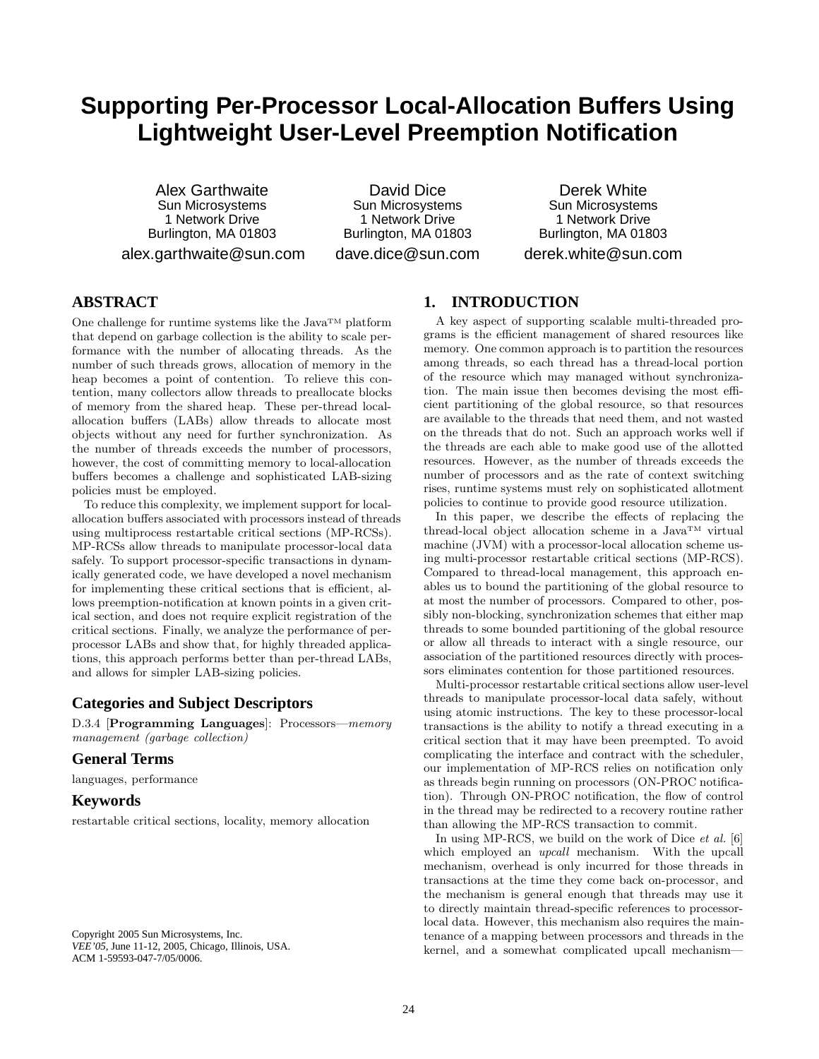# Supporting Per-Processor Local-Allocation Buffers Using Lightweight User-Level Preemption Notification

Alex Garthwaite
Sun Microsystems
1 Network Drive
Burlington, MA 01803
alex.garthwaite@sun.com

David Dice
Sun Microsystems
1 Network Drive
Burlington, MA 01803
dave.dice@sun.com

Derek White
Sun Microsystems
1 Network Drive
Burlington, MA 01803
derek.white@sun.com

## ABSTRACT

One challenge for runtime systems like the Java™ platform that depend on garbage collection is the ability to scale performance with the number of allocating threads. As the number of such threads grows, allocation of memory in the heap becomes a point of contention. To relieve this contention, many collectors allow threads to preallocate blocks of memory from the shared heap. These per-thread local-allocation buffers (LABs) allow threads to allocate most objects without any need for further synchronization. As the number of threads exceeds the number of processors, however, the cost of committing memory to local-allocation buffers becomes a challenge and sophisticated LAB-sizing policies must be employed.

To reduce this complexity, we implement support for local-allocation buffers associated with processors instead of threads using multiprocess restartable critical sections (MP-RCSs). MP-RCSs allow threads to manipulate processor-local data safely. To support processor-specific transactions in dynamically generated code, we have developed a novel mechanism for implementing these critical sections that is efficient, allows preemption-notification at known points in a given critical section, and does not require explicit registration of the critical sections. Finally, we analyze the performance of per-processor LABs and show that, for highly threaded applications, this approach performs better than per-thread LABs, and allows for simpler LAB-sizing policies.

### Categories and Subject Descriptors

D.3.4 [**Programming Languages**]: Processors—*memory management (garbage collection)*

### General Terms

languages, performance

### Keywords

restartable critical sections, locality, memory allocation

Copyright 2005 Sun Microsystems, Inc.
*VEE'05*, June 11-12, 2005, Chicago, Illinois, USA.
ACM 1-59593-047-7/05/0006.

## 1. INTRODUCTION

A key aspect of supporting scalable multi-threaded programs is the efficient management of shared resources like memory. One common approach is to partition the resources among threads, so each thread has a thread-local portion of the resource which may managed without synchronization. The main issue then becomes devising the most efficient partitioning of the global resource, so that resources are available to the threads that need them, and not wasted on the threads that do not. Such an approach works well if the threads are each able to make good use of the allotted resources. However, as the number of threads exceeds the number of processors and as the rate of context switching rises, runtime systems must rely on sophisticated allotment policies to continue to provide good resource utilization.

In this paper, we describe the effects of replacing the thread-local object allocation scheme in a Java™ virtual machine (JVM) with a processor-local allocation scheme using multi-processor restartable critical sections (MP-RCS). Compared to thread-local management, this approach enables us to bound the partitioning of the global resource to at most the number of processors. Compared to other, possibly non-blocking, synchronization schemes that either map threads to some bounded partitioning of the global resource or allow all threads to interact with a single resource, our association of the partitioned resources directly with processors eliminates contention for those partitioned resources.

Multi-processor restartable critical sections allow user-level threads to manipulate processor-local data safely, without using atomic instructions. The key to these processor-local transactions is the ability to notify a thread executing in a critical section that it may have been preempted. To avoid complicating the interface and contract with the scheduler, our implementation of MP-RCS relies on notification only as threads begin running on processors (ON-PROC notification). Through ON-PROC notification, the flow of control in the thread may be redirected to a recovery routine rather than allowing the MP-RCS transaction to commit.

In using MP-RCS, we build on the work of Dice *et al.* [6] which employed an *upcall* mechanism. With the upcall mechanism, overhead is only incurred for those threads in transactions at the time they come back on-processor, and the mechanism is general enough that threads may use it to directly maintain thread-specific references to processor-local data. However, this mechanism also requires the maintenance of a mapping between processors and threads in the kernel, and a somewhat complicated upcall mechanism—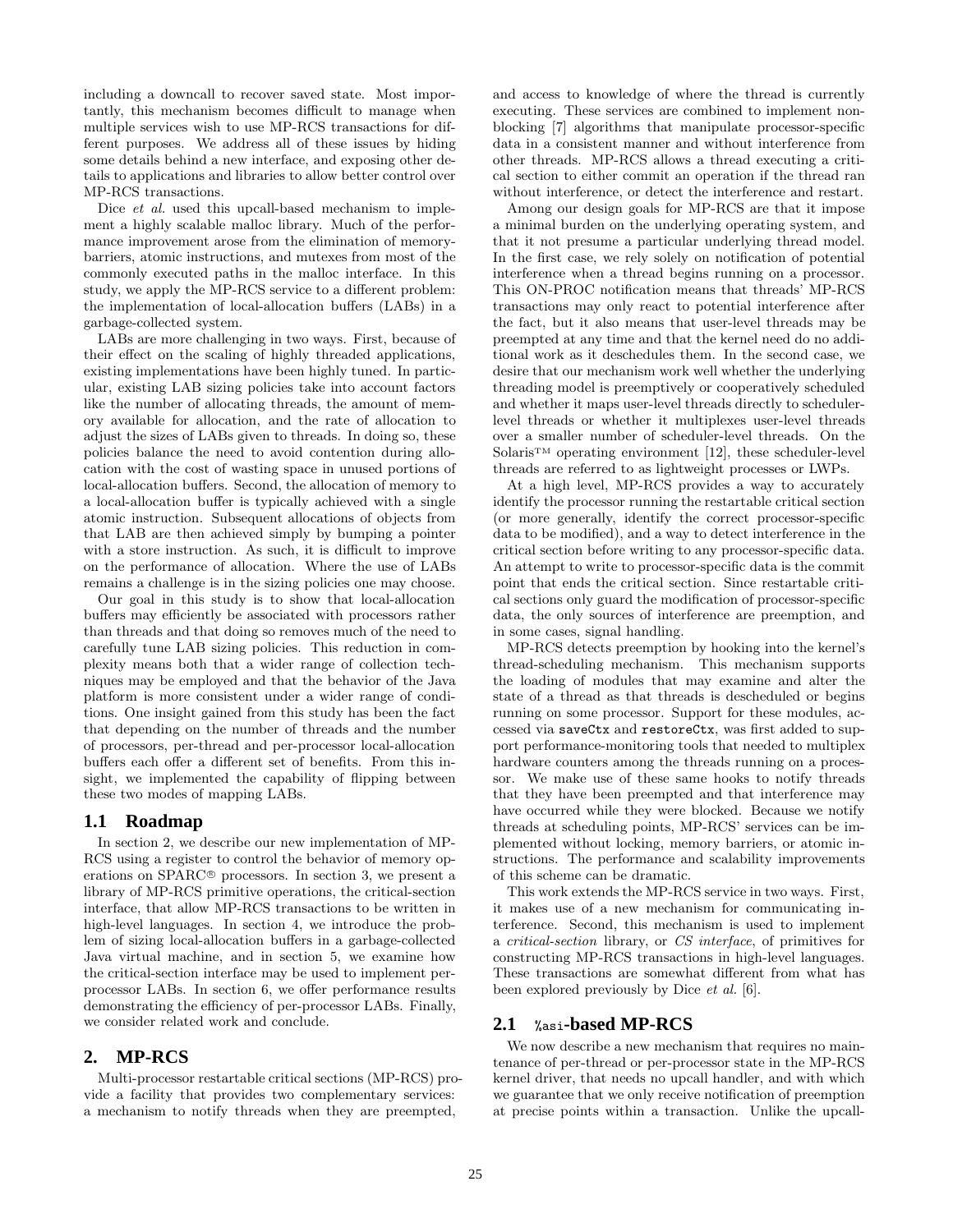including a downcall to recover saved state. Most importantly, this mechanism becomes difficult to manage when multiple services wish to use MP-RCS transactions for different purposes. We address all of these issues by hiding some details behind a new interface, and exposing other details to applications and libraries to allow better control over MP-RCS transactions.

Dice *et al.* used this upcall-based mechanism to implement a highly scalable malloc library. Much of the performance improvement arose from the elimination of memory-barriers, atomic instructions, and mutexes from most of the commonly executed paths in the malloc interface. In this study, we apply the MP-RCS service to a different problem: the implementation of local-allocation buffers (LABs) in a garbage-collected system.

LABs are more challenging in two ways. First, because of their effect on the scaling of highly threaded applications, existing implementations have been highly tuned. In particular, existing LAB sizing policies take into account factors like the number of allocating threads, the amount of memory available for allocation, and the rate of allocation to adjust the sizes of LABs given to threads. In doing so, these policies balance the need to avoid contention during allocation with the cost of wasting space in unused portions of local-allocation buffers. Second, the allocation of memory to a local-allocation buffer is typically achieved with a single atomic instruction. Subsequent allocations of objects from that LAB are then achieved simply by bumping a pointer with a store instruction. As such, it is difficult to improve on the performance of allocation. Where the use of LABs remains a challenge is in the sizing policies one may choose.

Our goal in this study is to show that local-allocation buffers may efficiently be associated with processors rather than threads and that doing so removes much of the need to carefully tune LAB sizing policies. This reduction in complexity means both that a wider range of collection techniques may be employed and that the behavior of the Java platform is more consistent under a wider range of conditions. One insight gained from this study has been the fact that depending on the number of threads and the number of processors, per-thread and per-processor local-allocation buffers each offer a different set of benefits. From this insight, we implemented the capability of flipping between these two modes of mapping LABs.

## 1.1 Roadmap

In section 2, we describe our new implementation of MP-RCS using a register to control the behavior of memory operations on SPARC® processors. In section 3, we present a library of MP-RCS primitive operations, the critical-section interface, that allow MP-RCS transactions to be written in high-level languages. In section 4, we introduce the problem of sizing local-allocation buffers in a garbage-collected Java virtual machine, and in section 5, we examine how the critical-section interface may be used to implement per-processor LABs. In section 6, we offer performance results demonstrating the efficiency of per-processor LABs. Finally, we consider related work and conclude.

# 2. MP-RCS

Multi-processor restartable critical sections (MP-RCS) provide a facility that provides two complementary services: a mechanism to notify threads when they are preempted, and access to knowledge of where the thread is currently executing. These services are combined to implement non-blocking [7] algorithms that manipulate processor-specific data in a consistent manner and without interference from other threads. MP-RCS allows a thread executing a critical section to either commit an operation if the thread ran without interference, or detect the interference and restart.

Among our design goals for MP-RCS are that it impose a minimal burden on the underlying operating system, and that it not presume a particular underlying thread model. In the first case, we rely solely on notification of potential interference when a thread begins running on a processor. This ON-PROC notification means that threads' MP-RCS transactions may only react to potential interference after the fact, but it also means that user-level threads may be preempted at any time and that the kernel need do no additional work as it deschedules them. In the second case, we desire that our mechanism work well whether the underlying threading model is preemptively or cooperatively scheduled and whether it maps user-level threads directly to scheduler-level threads or whether it multiplexes user-level threads over a smaller number of scheduler-level threads. On the Solaris™ operating environment [12], these scheduler-level threads are referred to as lightweight processes or LWPs.

At a high level, MP-RCS provides a way to accurately identify the processor running the restartable critical section (or more generally, identify the correct processor-specific data to be modified), and a way to detect interference in the critical section before writing to any processor-specific data. An attempt to write to processor-specific data is the commit point that ends the critical section. Since restartable critical sections only guard the modification of processor-specific data, the only sources of interference are preemption, and in some cases, signal handling.

MP-RCS detects preemption by hooking into the kernel's thread-scheduling mechanism. This mechanism supports the loading of modules that may examine and alter the state of a thread as that threads is descheduled or begins running on some processor. Support for these modules, accessed via `saveCtx` and `restoreCtx`, was first added to support performance-monitoring tools that needed to multiplex hardware counters among the threads running on a processor. We make use of these same hooks to notify threads that they have been preempted and that interference may have occurred while they were blocked. Because we notify threads at scheduling points, MP-RCS' services can be implemented without locking, memory barriers, or atomic instructions. The performance and scalability improvements of this scheme can be dramatic.

This work extends the MP-RCS service in two ways. First, it makes use of a new mechanism for communicating interference. Second, this mechanism is used to implement a *critical-section* library, or *CS interface*, of primitives for constructing MP-RCS transactions in high-level languages. These transactions are somewhat different from what has been explored previously by Dice *et al.* [6].

## 2.1 `%asi`-based MP-RCS

We now describe a new mechanism that requires no maintenance of per-thread or per-processor state in the MP-RCS kernel driver, that needs no upcall handler, and with which we guarantee that we only receive notification of preemption at precise points within a transaction. Unlike the upcall-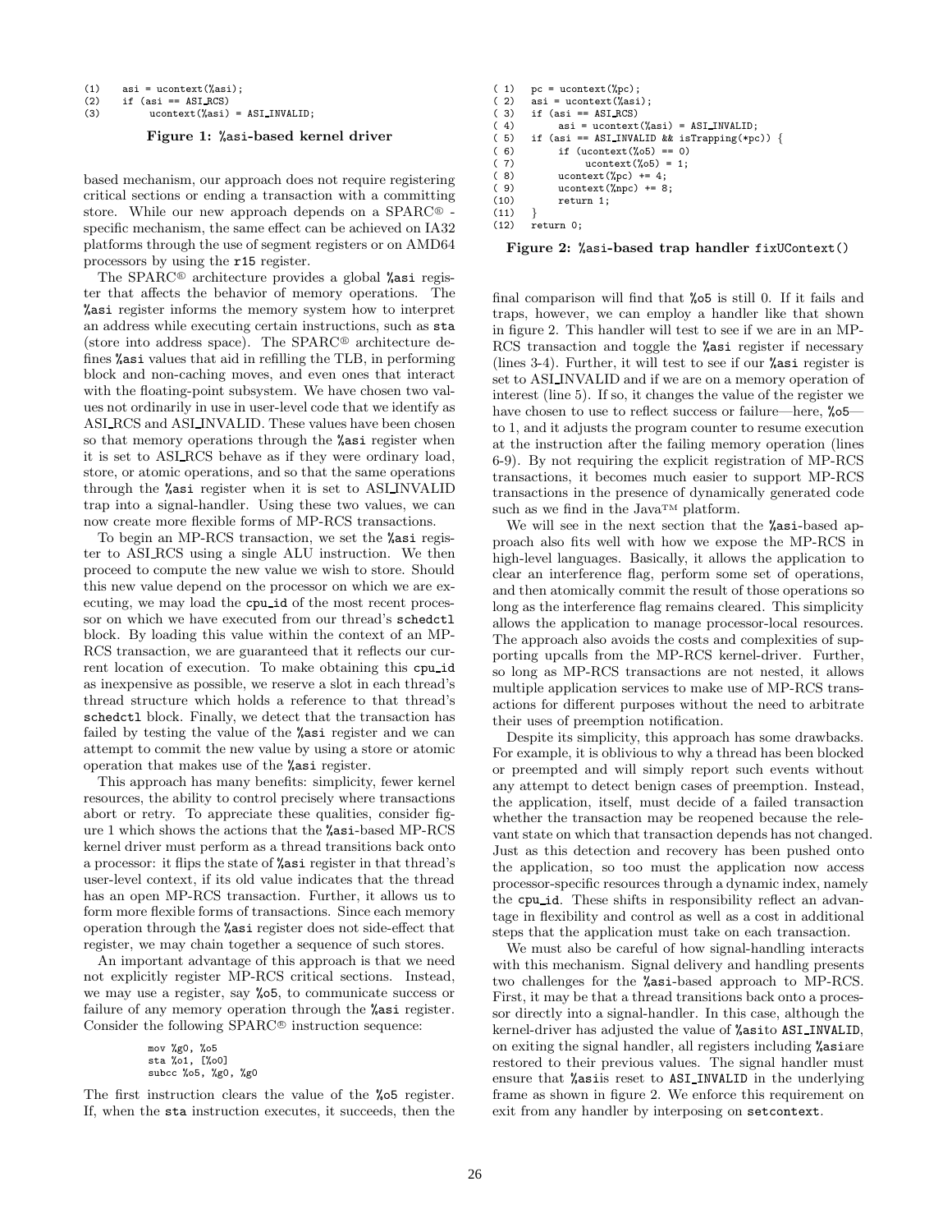```
(1)    asi = ucontext(%asi);
(2)    if (asi == ASI_RCS)
(3)        ucontext(%asi) = ASI_INVALID;
```

**Figure 1: %asi-based kernel driver**

based mechanism, our approach does not require registering critical sections or ending a transaction with a committing store. While our new approach depends on a SPARC® - specific mechanism, the same effect can be achieved on IA32 platforms through the use of segment registers or on AMD64 processors by using the r15 register.

The SPARC® architecture provides a global %asi register that affects the behavior of memory operations. The %asi register informs the memory system how to interpret an address while executing certain instructions, such as sta (store into address space). The SPARC® architecture defines %asi values that aid in refilling the TLB, in performing block and non-caching moves, and even ones that interact with the floating-point subsystem. We have chosen two values not ordinarily in use in user-level code that we identify as ASI_RCS and ASI_INVALID. These values have been chosen so that memory operations through the %asi register when it is set to ASI_RCS behave as if they were ordinary load, store, or atomic operations, and so that the same operations through the %asi register when it is set to ASI_INVALID trap into a signal-handler. Using these two values, we can now create more flexible forms of MP-RCS transactions.

To begin an MP-RCS transaction, we set the %asi register to ASI_RCS using a single ALU instruction. We then proceed to compute the new value we wish to store. Should this new value depend on the processor on which we are executing, we may load the cpu_id of the most recent processor on which we have executed from our thread's schedctl block. By loading this value within the context of an MP-RCS transaction, we are guaranteed that it reflects our current location of execution. To make obtaining this cpu_id as inexpensive as possible, we reserve a slot in each thread's thread structure which holds a reference to that thread's schedctl block. Finally, we detect that the transaction has failed by testing the value of the %asi register and we can attempt to commit the new value by using a store or atomic operation that makes use of the %asi register.

This approach has many benefits: simplicity, fewer kernel resources, the ability to control precisely where transactions abort or retry. To appreciate these qualities, consider figure 1 which shows the actions that the %asi-based MP-RCS kernel driver must perform as a thread transitions back onto a processor: it flips the state of %asi register in that thread's user-level context, if its old value indicates that the thread has an open MP-RCS transaction. Further, it allows us to form more flexible forms of transactions. Since each memory operation through the %asi register does not side-effect that register, we may chain together a sequence of such stores.

An important advantage of this approach is that we need not explicitly register MP-RCS critical sections. Instead, we may use a register, say %o5, to communicate success or failure of any memory operation through the %asi register. Consider the following SPARC® instruction sequence:

```
mov %g0, %o5
sta %o1, [%o0]
subcc %o5, %g0, %g0
```

The first instruction clears the value of the %o5 register. If, when the sta instruction executes, it succeeds, then the final comparison will find that %o5 is still 0. If it fails and traps, however, we can employ a handler like that shown in figure 2. This handler will test to see if we are in an MP-RCS transaction and toggle the %asi register if necessary (lines 3-4). Further, it will test to see if our %asi register is set to ASI_INVALID and if we are on a memory operation of interest (line 5). If so, it changes the value of the register we have chosen to use to reflect success or failure—here, %o5—to 1, and it adjusts the program counter to resume execution at the instruction after the failing memory operation (lines 6-9). By not requiring the explicit registration of MP-RCS transactions, it becomes much easier to support MP-RCS transactions in the presence of dynamically generated code such as we find in the Java™ platform.

```
( 1)   pc = ucontext(%pc);
( 2)   asi = ucontext(%asi);
( 3)   if (asi == ASI_RCS)
( 4)       asi = ucontext(%asi) = ASI_INVALID;
( 5)   if (asi == ASI_INVALID && isTrapping(*pc)) {
( 6)       if (ucontext(%o5) == 0)
( 7)           ucontext(%o5) = 1;
( 8)       ucontext(%pc) += 4;
( 9)       ucontext(%npc) += 8;
(10)       return 1;
(11)   }
(12)   return 0;
```

**Figure 2: %asi-based trap handler fixUContext()**

We will see in the next section that the %asi-based approach also fits well with how we expose the MP-RCS in high-level languages. Basically, it allows the application to clear an interference flag, perform some set of operations, and then atomically commit the result of those operations so long as the interference flag remains cleared. This simplicity allows the application to manage processor-local resources. The approach also avoids the costs and complexities of supporting upcalls from the MP-RCS kernel-driver. Further, so long as MP-RCS transactions are not nested, it allows multiple application services to make use of MP-RCS transactions for different purposes without the need to arbitrate their uses of preemption notification.

Despite its simplicity, this approach has some drawbacks. For example, it is oblivious to why a thread has been blocked or preempted and will simply report such events without any attempt to detect benign cases of preemption. Instead, the application, itself, must decide of a failed transaction whether the transaction may be reopened because the relevant state on which that transaction depends has not changed. Just as this detection and recovery has been pushed onto the application, so too must the application now access processor-specific resources through a dynamic index, namely the cpu_id. These shifts in responsibility reflect an advantage in flexibility and control as well as a cost in additional steps that the application must take on each transaction.

We must also be careful of how signal-handling interacts with this mechanism. Signal delivery and handling presents two challenges for the %asi-based approach to MP-RCS. First, it may be that a thread transitions back onto a processor directly into a signal-handler. In this case, although the kernel-driver has adjusted the value of %asito ASI_INVALID, on exiting the signal handler, all registers including %asiare restored to their previous values. The signal handler must ensure that %asiis reset to ASI_INVALID in the underlying frame as shown in figure 2. We enforce this requirement on exit from any handler by interposing on setcontext.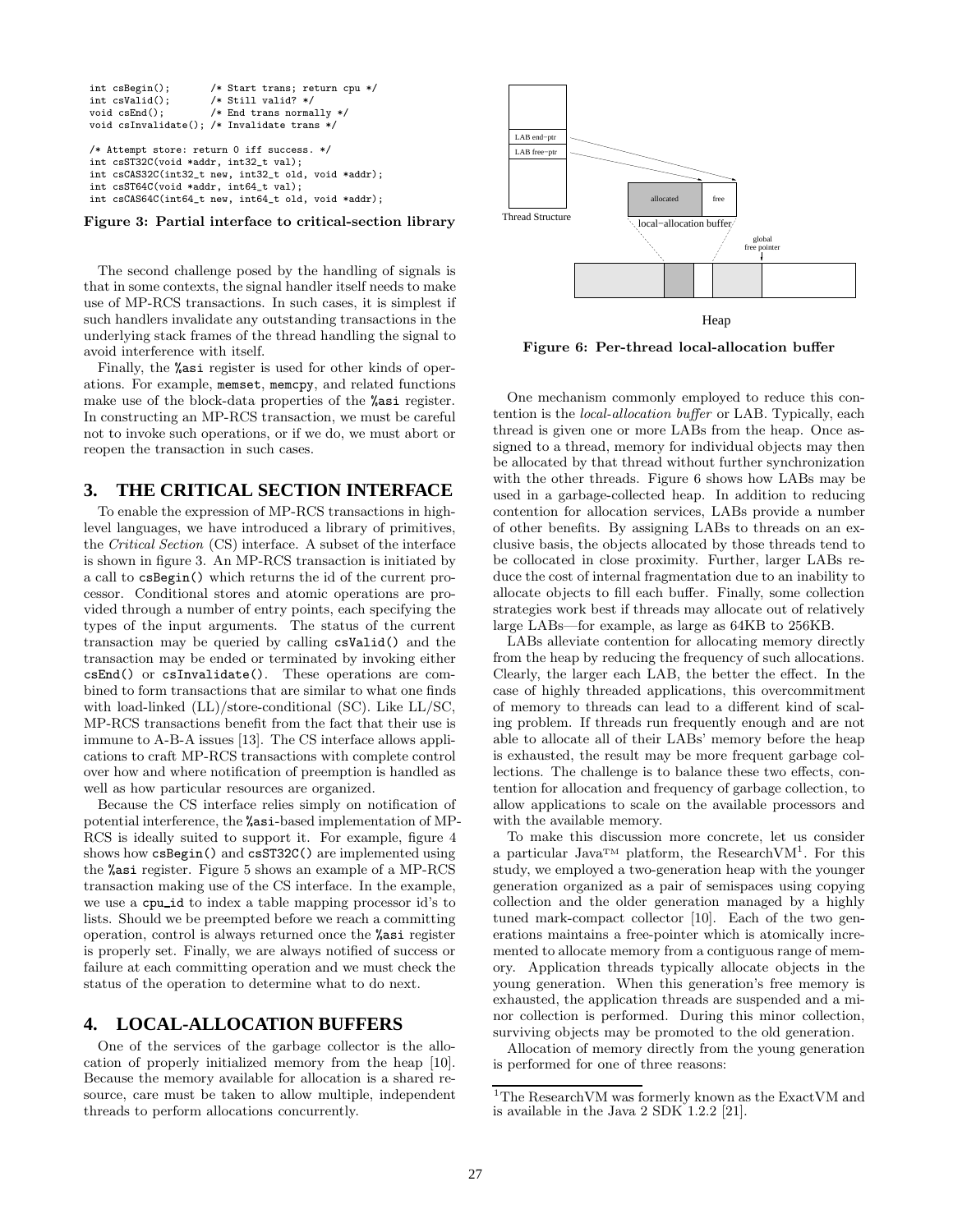```
int csBegin();        /* Start trans; return cpu */
int csValid();        /* Still valid? */
void csEnd();         /* End trans normally */
void csInvalidate(); /* Invalidate trans */

/* Attempt store: return 0 iff success. */
int csST32C(void *addr, int32_t val);
int csCAS32C(int32_t new, int32_t old, void *addr);
int csST64C(void *addr, int64_t val);
int csCAS64C(int64_t new, int64_t old, void *addr);
```

**Figure 3: Partial interface to critical-section library**

The second challenge posed by the handling of signals is that in some contexts, the signal handler itself needs to make use of MP-RCS transactions. In such cases, it is simplest if such handlers invalidate any outstanding transactions in the underlying stack frames of the thread handling the signal to avoid interference with itself.

Finally, the `%asi` register is used for other kinds of operations. For example, `memset`, `memcpy`, and related functions make use of the block-data properties of the `%asi` register. In constructing an MP-RCS transaction, we must be careful not to invoke such operations, or if we do, we must abort or reopen the transaction in such cases.

## 3. THE CRITICAL SECTION INTERFACE

To enable the expression of MP-RCS transactions in high-level languages, we have introduced a library of primitives, the *Critical Section* (CS) interface. A subset of the interface is shown in figure 3. An MP-RCS transaction is initiated by a call to `csBegin()` which returns the id of the current processor. Conditional stores and atomic operations are provided through a number of entry points, each specifying the types of the input arguments. The status of the current transaction may be queried by calling `csValid()` and the transaction may be ended or terminated by invoking either `csEnd()` or `csInvalidate()`. These operations are combined to form transactions that are similar to what one finds with load-linked (LL)/store-conditional (SC). Like LL/SC, MP-RCS transactions benefit from the fact that their use is immune to A-B-A issues [13]. The CS interface allows applications to craft MP-RCS transactions with complete control over how and where notification of preemption is handled as well as how particular resources are organized.

Because the CS interface relies simply on notification of potential interference, the `%asi`-based implementation of MP-RCS is ideally suited to support it. For example, figure 4 shows how `csBegin()` and `csST32C()` are implemented using the `%asi` register. Figure 5 shows an example of a MP-RCS transaction making use of the CS interface. In the example, we use a `cpu_id` to index a table mapping processor id's to lists. Should we be preempted before we reach a committing operation, control is always returned once the `%asi` register is properly set. Finally, we are always notified of success or failure at each committing operation and we must check the status of the operation to determine what to do next.

## 4. LOCAL-ALLOCATION BUFFERS

One of the services of the garbage collector is the allocation of properly initialized memory from the heap [10]. Because the memory available for allocation is a shared resource, care must be taken to allow multiple, independent threads to perform allocations concurrently.

LAB end-ptr
LAB free-ptr
Thread Structure
allocated
free
local-allocation buffer
global
free pointer
Heap

**Figure 6: Per-thread local-allocation buffer**

One mechanism commonly employed to reduce this contention is the *local-allocation buffer* or LAB. Typically, each thread is given one or more LABs from the heap. Once assigned to a thread, memory for individual objects may then be allocated by that thread without further synchronization with the other threads. Figure 6 shows how LABs may be used in a garbage-collected heap. In addition to reducing contention for allocation services, LABs provide a number of other benefits. By assigning LABs to threads on an exclusive basis, the objects allocated by those threads tend to be collocated in close proximity. Further, larger LABs reduce the cost of internal fragmentation due to an inability to allocate objects to fill each buffer. Finally, some collection strategies work best if threads may allocate out of relatively large LABs—for example, as large as 64KB to 256KB.

LABs alleviate contention for allocating memory directly from the heap by reducing the frequency of such allocations. Clearly, the larger each LAB, the better the effect. In the case of highly threaded applications, this overcommitment of memory to threads can lead to a different kind of scaling problem. If threads run frequently enough and are not able to allocate all of their LABs' memory before the heap is exhausted, the result may be more frequent garbage collections. The challenge is to balance these two effects, contention for allocation and frequency of garbage collection, to allow applications to scale on the available processors and with the available memory.

To make this discussion more concrete, let us consider a particular Java™ platform, the ResearchVM[1]. For this study, we employed a two-generation heap with the younger generation organized as a pair of semispaces using copying collection and the older generation managed by a highly tuned mark-compact collector [10]. Each of the two generations maintains a free-pointer which is atomically incremented to allocate memory from a contiguous range of memory. Application threads typically allocate objects in the young generation. When this generation's free memory is exhausted, the application threads are suspended and a minor collection is performed. During this minor collection, surviving objects may be promoted to the old generation.

Allocation of memory directly from the young generation is performed for one of three reasons:

[1] The ResearchVM was formerly known as the ExactVM and is available in the Java 2 SDK 1.2.2 [21].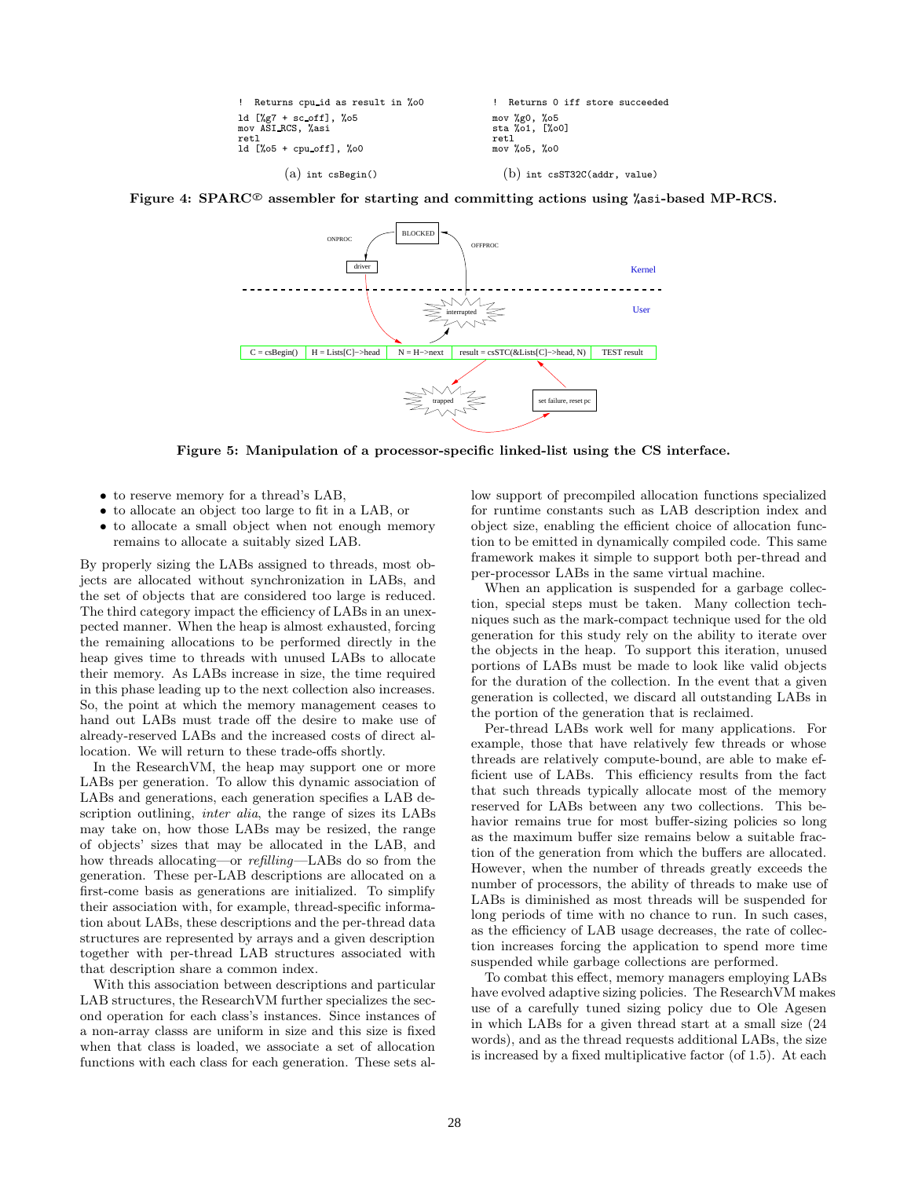```
! Returns cpu_id as result in %o0

ld [%g7 + sc_off], %o5
mov ASI_RCS, %asi
retl
ld [%o5 + cpu_off], %o0
```

(a) `int csBegin()`

```
! Returns 0 iff store succeeded

mov %g0, %o5
sta %o1, [%o0]
retl
mov %o5, %o0
```

(b) `int csST32C(addr, value)`

**Figure 4: SPARC® assembler for starting and committing actions using %asi-based MP-RCS.**

**Figure 5: Manipulation of a processor-specific linked-list using the CS interface.**

- to reserve memory for a thread's LAB,
- to allocate an object too large to fit in a LAB, or
- to allocate a small object when not enough memory remains to allocate a suitably sized LAB.

By properly sizing the LABs assigned to threads, most objects are allocated without synchronization in LABs, and the set of objects that are considered too large is reduced. The third category impact the efficiency of LABs in an unexpected manner. When the heap is almost exhausted, forcing the remaining allocations to be performed directly in the heap gives time to threads with unused LABs to allocate their memory. As LABs increase in size, the time required in this phase leading up to the next collection also increases. So, the point at which the memory management ceases to hand out LABs must trade off the desire to make use of already-reserved LABs and the increased costs of direct allocation. We will return to these trade-offs shortly.

In the ResearchVM, the heap may support one or more LABs per generation. To allow this dynamic association of LABs and generations, each generation specifies a LAB description outlining, *inter alia*, the range of sizes its LABs may take on, how those LABs may be resized, the range of objects' sizes that may be allocated in the LAB, and how threads allocating—or *refilling*—LABs do so from the generation. These per-LAB descriptions are allocated on a first-come basis as generations are initialized. To simplify their association with, for example, thread-specific information about LABs, these descriptions and the per-thread data structures are represented by arrays and a given description together with per-thread LAB structures associated with that description share a common index.

With this association between descriptions and particular LAB structures, the ResearchVM further specializes the second operation for each class's instances. Since instances of a non-array classs are uniform in size and this size is fixed when that class is loaded, we associate a set of allocation functions with each class for each generation. These sets allow support of precompiled allocation functions specialized for runtime constants such as LAB description index and object size, enabling the efficient choice of allocation function to be emitted in dynamically compiled code. This same framework makes it simple to support both per-thread and per-processor LABs in the same virtual machine.

When an application is suspended for a garbage collection, special steps must be taken. Many collection techniques such as the mark-compact technique used for the old generation for this study rely on the ability to iterate over the objects in the heap. To support this iteration, unused portions of LABs must be made to look like valid objects for the duration of the collection. In the event that a given generation is collected, we discard all outstanding LABs in the portion of the generation that is reclaimed.

Per-thread LABs work well for many applications. For example, those that have relatively few threads or whose threads are relatively compute-bound, are able to make efficient use of LABs. This efficiency results from the fact that such threads typically allocate most of the memory reserved for LABs between any two collections. This behavior remains true for most buffer-sizing policies so long as the maximum buffer size remains below a suitable fraction of the generation from which the buffers are allocated. However, when the number of threads greatly exceeds the number of processors, the ability of threads to make use of LABs is diminished as most threads will be suspended for long periods of time with no chance to run. In such cases, as the efficiency of LAB usage decreases, the rate of collection increases forcing the application to spend more time suspended while garbage collections are performed.

To combat this effect, memory managers employing LABs have evolved adaptive sizing policies. The ResearchVM makes use of a carefully tuned sizing policy due to Ole Agesen in which LABs for a given thread start at a small size (24 words), and as the thread requests additional LABs, the size is increased by a fixed multiplicative factor (of 1.5). At each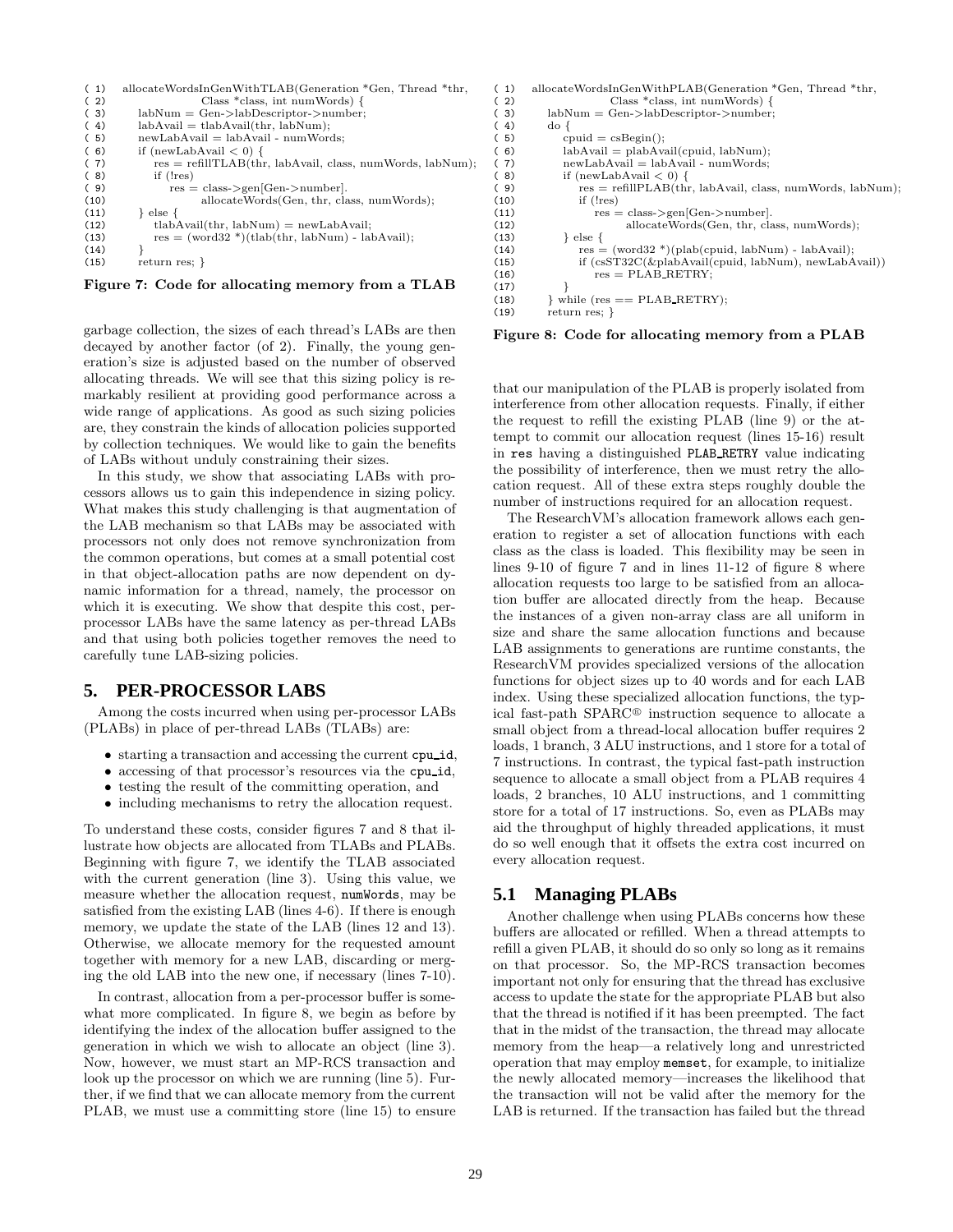```
( 1)  allocateWordsInGenWithTLAB(Generation *Gen, Thread *thr,
( 2)                  Class *class, int numWords) {
( 3)     labNum = Gen->labDescriptor->number;
( 4)     labAvail = tlabAvail(thr, labNum);
( 5)     newLabAvail = labAvail - numWords;
( 6)     if (newLabAvail < 0) {
( 7)        res = refillTLAB(thr, labAvail, class, numWords, labNum);
( 8)        if (!res)
( 9)           res = class->gen[Gen->number].
(10)                  allocateWords(Gen, thr, class, numWords);
(11)     } else {
(12)        tlabAvail(thr, labNum) = newLabAvail;
(13)        res = (word32 *)(tlab(thr, labNum) - labAvail);
(14)     }
(15)     return res; }
```

**Figure 7: Code for allocating memory from a TLAB**

garbage collection, the sizes of each thread's LABs are then decayed by another factor (of 2). Finally, the young generation's size is adjusted based on the number of observed allocating threads. We will see that this sizing policy is remarkably resilient at providing good performance across a wide range of applications. As good as such sizing policies are, they constrain the kinds of allocation policies supported by collection techniques. We would like to gain the benefits of LABs without unduly constraining their sizes.

In this study, we show that associating LABs with processors allows us to gain this independence in sizing policy. What makes this study challenging is that augmentation of the LAB mechanism so that LABs may be associated with processors not only does not remove synchronization from the common operations, but comes at a small potential cost in that object-allocation paths are now dependent on dynamic information for a thread, namely, the processor on which it is executing. We show that despite this cost, per-processor LABs have the same latency as per-thread LABs and that using both policies together removes the need to carefully tune LAB-sizing policies.

## 5. PER-PROCESSOR LABS

Among the costs incurred when using per-processor LABs (PLABs) in place of per-thread LABs (TLABs) are:

- starting a transaction and accessing the current `cpu_id`,
- accessing of that processor's resources via the `cpu_id`,
- testing the result of the committing operation, and
- including mechanisms to retry the allocation request.

To understand these costs, consider figures 7 and 8 that illustrate how objects are allocated from TLABs and PLABs. Beginning with figure 7, we identify the TLAB associated with the current generation (line 3). Using this value, we measure whether the allocation request, `numWords`, may be satisfied from the existing LAB (lines 4-6). If there is enough memory, we update the state of the LAB (lines 12 and 13). Otherwise, we allocate memory for the requested amount together with memory for a new LAB, discarding or merging the old LAB into the new one, if necessary (lines 7-10).

In contrast, allocation from a per-processor buffer is somewhat more complicated. In figure 8, we begin as before by identifying the index of the allocation buffer assigned to the generation in which we wish to allocate an object (line 3). Now, however, we must start an MP-RCS transaction and look up the processor on which we are running (line 5). Further, if we find that we can allocate memory from the current PLAB, we must use a committing store (line 15) to ensure

```
( 1)  allocateWordsInGenWithPLAB(Generation *Gen, Thread *thr,
( 2)                  Class *class, int numWords) {
( 3)     labNum = Gen->labDescriptor->number;
( 4)     do {
( 5)        cpuid = csBegin();
( 6)        labAvail = plabAvail(cpuid, labNum);
( 7)        newLabAvail = labAvail - numWords;
( 8)        if (newLabAvail < 0) {
( 9)           res = refillPLAB(thr, labAvail, class, numWords, labNum);
(10)           if (!res)
(11)              res = class->gen[Gen->number].
(12)                     allocateWords(Gen, thr, class, numWords);
(13)        } else {
(14)           res = (word32 *)(plab(cpuid, labNum) - labAvail);
(15)           if (csST32C(&plabAvail(cpuid, labNum), newLabAvail))
(16)              res = PLAB_RETRY;
(17)        }
(18)     } while (res == PLAB_RETRY);
(19)     return res; }
```

**Figure 8: Code for allocating memory from a PLAB**

that our manipulation of the PLAB is properly isolated from interference from other allocation requests. Finally, if either the request to refill the existing PLAB (line 9) or the attempt to commit our allocation request (lines 15-16) result in `res` having a distinguished `PLAB_RETRY` value indicating the possibility of interference, then we must retry the allocation request. All of these extra steps roughly double the number of instructions required for an allocation request.

The ResearchVM's allocation framework allows each generation to register a set of allocation functions with each class as the class is loaded. This flexibility may be seen in lines 9-10 of figure 7 and in lines 11-12 of figure 8 where allocation requests too large to be satisfied from an allocation buffer are allocated directly from the heap. Because the instances of a given non-array class are all uniform in size and share the same allocation functions and because LAB assignments to generations are runtime constants, the ResearchVM provides specialized versions of the allocation functions for object sizes up to 40 words and for each LAB index. Using these specialized allocation functions, the typical fast-path SPARC® instruction sequence to allocate a small object from a thread-local allocation buffer requires 2 loads, 1 branch, 3 ALU instructions, and 1 store for a total of 7 instructions. In contrast, the typical fast-path instruction sequence to allocate a small object from a PLAB requires 4 loads, 2 branches, 10 ALU instructions, and 1 committing store for a total of 17 instructions. So, even as PLABs may aid the throughput of highly threaded applications, it must do so well enough that it offsets the extra cost incurred on every allocation request.

### 5.1 Managing PLABs

Another challenge when using PLABs concerns how these buffers are allocated or refilled. When a thread attempts to refill a given PLAB, it should do so only so long as it remains on that processor. So, the MP-RCS transaction becomes important not only for ensuring that the thread has exclusive access to update the state for the appropriate PLAB but also that the thread is notified if it has been preempted. The fact that in the midst of the transaction, the thread may allocate memory from the heap—a relatively long and unrestricted operation that may employ `memset`, for example, to initialize the newly allocated memory—increases the likelihood that the transaction will not be valid after the memory for the LAB is returned. If the transaction has failed but the thread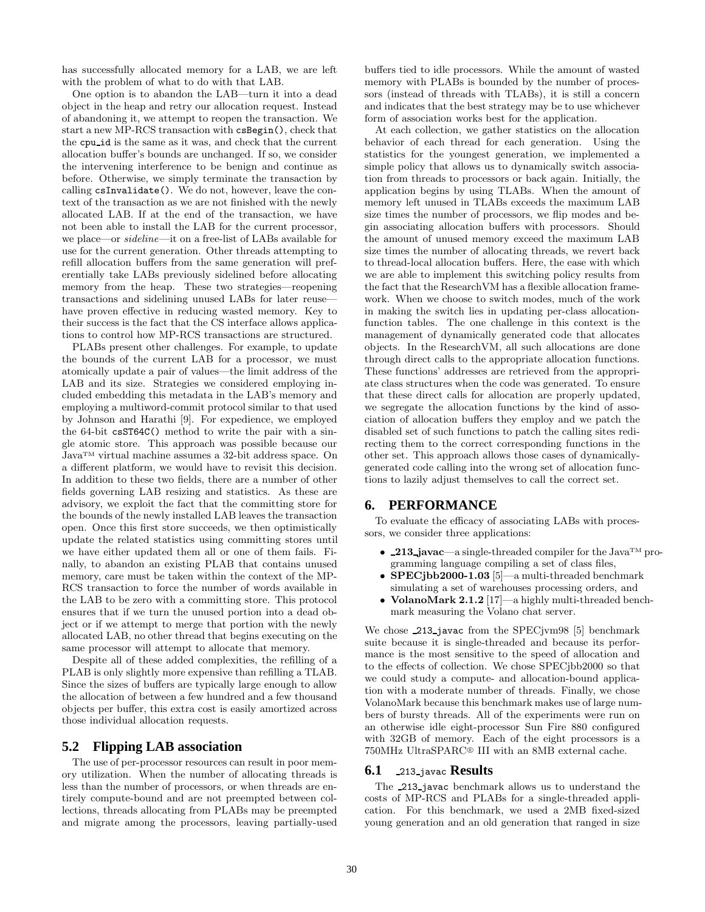has successfully allocated memory for a LAB, we are left with the problem of what to do with that LAB.

One option is to abandon the LAB—turn it into a dead object in the heap and retry our allocation request. Instead of abandoning it, we attempt to reopen the transaction. We start a new MP-RCS transaction with `csBegin()`, check that the `cpu_id` is the same as it was, and check that the current allocation buffer's bounds are unchanged. If so, we consider the intervening interference to be benign and continue as before. Otherwise, we simply terminate the transaction by calling `csInvalidate()`. We do not, however, leave the context of the transaction as we are not finished with the newly allocated LAB. If at the end of the transaction, we have not been able to install the LAB for the current processor, we place—or *sideline*—it on a free-list of LABs available for use for the current generation. Other threads attempting to refill allocation buffers from the same generation will preferentially take LABs previously sidelined before allocating memory from the heap. These two strategies—reopening transactions and sidelining unused LABs for later reuse—have proven effective in reducing wasted memory. Key to their success is the fact that the CS interface allows applications to control how MP-RCS transactions are structured.

PLABs present other challenges. For example, to update the bounds of the current LAB for a processor, we must atomically update a pair of values—the limit address of the LAB and its size. Strategies we considered employing included embedding this metadata in the LAB's memory and employing a multiword-commit protocol similar to that used by Johnson and Harathi [9]. For expedience, we employed the 64-bit `csST64C()` method to write the pair with a single atomic store. This approach was possible because our Java™ virtual machine assumes a 32-bit address space. On a different platform, we would have to revisit this decision. In addition to these two fields, there are a number of other fields governing LAB resizing and statistics. As these are advisory, we exploit the fact that the committing store for the bounds of the newly installed LAB leaves the transaction open. Once this first store succeeds, we then optimistically update the related statistics using committing stores until we have either updated them all or one of them fails. Finally, to abandon an existing PLAB that contains unused memory, care must be taken within the context of the MP-RCS transaction to force the number of words available in the LAB to be zero with a committing store. This protocol ensures that if we turn the unused portion into a dead object or if we attempt to merge that portion with the newly allocated LAB, no other thread that begins executing on the same processor will attempt to allocate that memory.

Despite all of these added complexities, the refilling of a PLAB is only slightly more expensive than refilling a TLAB. Since the sizes of buffers are typically large enough to allow the allocation of between a few hundred and a few thousand objects per buffer, this extra cost is easily amortized across those individual allocation requests.

## 5.2 Flipping LAB association

The use of per-processor resources can result in poor memory utilization. When the number of allocating threads is less than the number of processors, or when threads are entirely compute-bound and are not preempted between collections, threads allocating from PLABs may be preempted and migrate among the processors, leaving partially-used buffers tied to idle processors. While the amount of wasted memory with PLABs is bounded by the number of processors (instead of threads with TLABs), it is still a concern and indicates that the best strategy may be to use whichever form of association works best for the application.

At each collection, we gather statistics on the allocation behavior of each thread for each generation. Using the statistics for the youngest generation, we implemented a simple policy that allows us to dynamically switch association from threads to processors or back again. Initially, the application begins by using TLABs. When the amount of memory left unused in TLABs exceeds the maximum LAB size times the number of processors, we flip modes and begin associating allocation buffers with processors. Should the amount of unused memory exceed the maximum LAB size times the number of allocating threads, we revert back to thread-local allocation buffers. Here, the ease with which we are able to implement this switching policy results from the fact that the ResearchVM has a flexible allocation framework. When we choose to switch modes, much of the work in making the switch lies in updating per-class allocation-function tables. The one challenge in this context is the management of dynamically generated code that allocates objects. In the ResearchVM, all such allocations are done through direct calls to the appropriate allocation functions. These functions' addresses are retrieved from the appropriate class structures when the code was generated. To ensure that these direct calls for allocation are properly updated, we segregate the allocation functions by the kind of association of allocation buffers they employ and we patch the disabled set of such functions to patch the calling sites redirecting them to the correct corresponding functions in the other set. This approach allows those cases of dynamically-generated code calling into the wrong set of allocation functions to lazily adjust themselves to call the correct set.

# 6. PERFORMANCE

To evaluate the efficacy of associating LABs with processors, we consider three applications:

- **_213_javac**—a single-threaded compiler for the Java™ programming language compiling a set of class files,
- **SPECjbb2000-1.03** [5]—a multi-threaded benchmark simulating a set of warehouses processing orders, and
- **VolanoMark 2.1.2** [17]—a highly multi-threaded benchmark measuring the Volano chat server.

We chose `_213_javac` from the SPECjvm98 [5] benchmark suite because it is single-threaded and because its performance is the most sensitive to the speed of allocation and to the effects of collection. We chose SPECjbb2000 so that we could study a compute- and allocation-bound application with a moderate number of threads. Finally, we chose VolanoMark because this benchmark makes use of large numbers of bursty threads. All of the experiments were run on an otherwise idle eight-processor Sun Fire 880 configured with 32GB of memory. Each of the eight processors is a 750MHz UltraSPARC® III with an 8MB external cache.

## 6.1 `_213_javac` Results

The `_213_javac` benchmark allows us to understand the costs of MP-RCS and PLABs for a single-threaded application. For this benchmark, we used a 2MB fixed-sized young generation and an old generation that ranged in size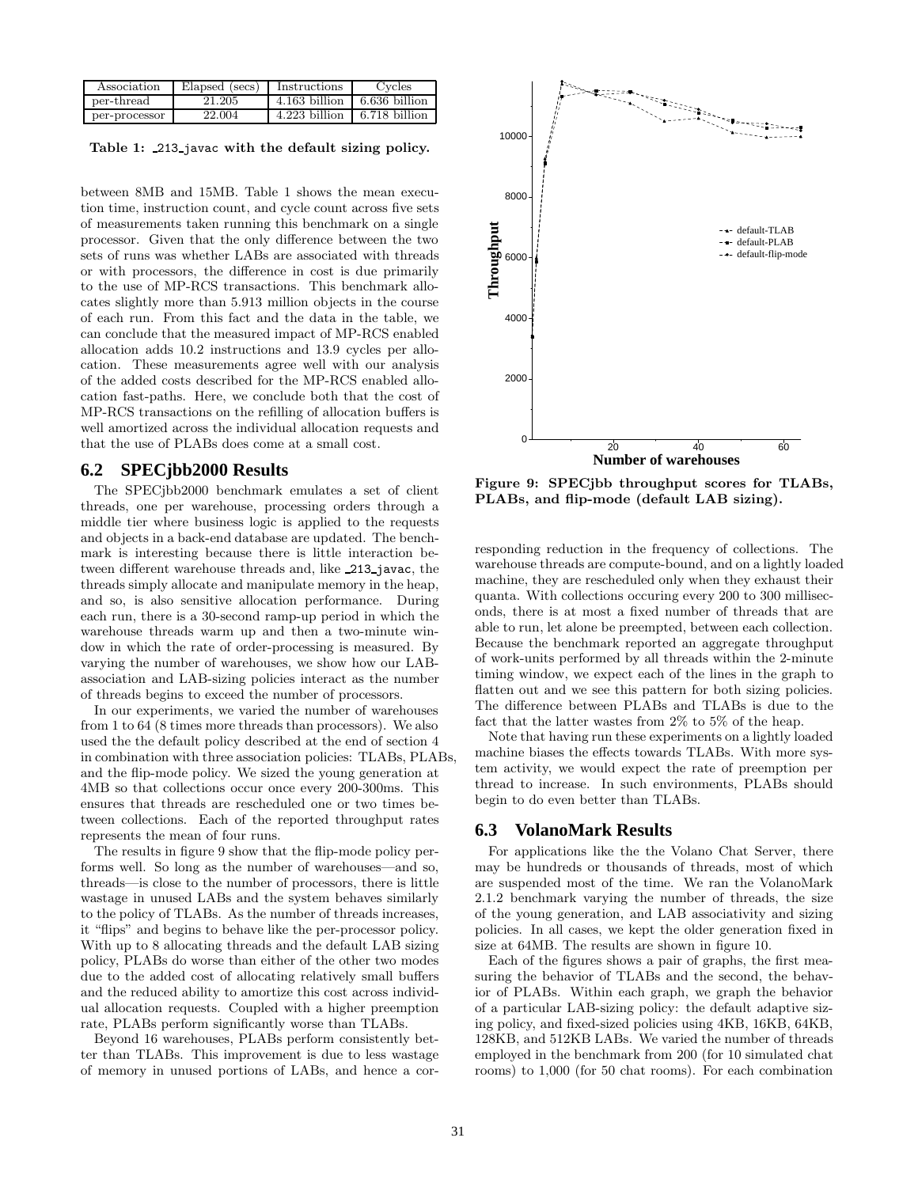| Association | Elapsed (secs) | Instructions | Cycles |
|---|---|---|---|
| per-thread | 21.205 | 4.163 billion | 6.636 billion |
| per-processor | 22.004 | 4.223 billion | 6.718 billion |

**Table 1: _213_javac with the default sizing policy.**

between 8MB and 15MB. Table 1 shows the mean execution time, instruction count, and cycle count across five sets of measurements taken running this benchmark on a single processor. Given that the only difference between the two sets of runs was whether LABs are associated with threads or with processors, the difference in cost is due primarily to the use of MP-RCS transactions. This benchmark allocates slightly more than 5.913 million objects in the course of each run. From this fact and the data in the table, we can conclude that the measured impact of MP-RCS enabled allocation adds 10.2 instructions and 13.9 cycles per allocation. These measurements agree well with our analysis of the added costs described for the MP-RCS enabled allocation fast-paths. Here, we conclude both that the cost of MP-RCS transactions on the refilling of allocation buffers is well amortized across the individual allocation requests and that the use of PLABs does come at a small cost.

## 6.2 SPECjbb2000 Results

The SPECjbb2000 benchmark emulates a set of client threads, one per warehouse, processing orders through a middle tier where business logic is applied to the requests and objects in a back-end database are updated. The benchmark is interesting because there is little interaction between different warehouse threads and, like _213_javac, the threads simply allocate and manipulate memory in the heap, and so, is also sensitive allocation performance. During each run, there is a 30-second ramp-up period in which the warehouse threads warm up and then a two-minute window in which the rate of order-processing is measured. By varying the number of warehouses, we show how our LAB-association and LAB-sizing policies interact as the number of threads begins to exceed the number of processors.

In our experiments, we varied the number of warehouses from 1 to 64 (8 times more threads than processors). We also used the the default policy described at the end of section 4 in combination with three association policies: TLABs, PLABs, and the flip-mode policy. We sized the young generation at 4MB so that collections occur once every 200-300ms. This ensures that threads are rescheduled one or two times between collections. Each of the reported throughput rates represents the mean of four runs.

The results in figure 9 show that the flip-mode policy performs well. So long as the number of warehouses—and so, threads—is close to the number of processors, there is little wastage in unused LABs and the system behaves similarly to the policy of TLABs. As the number of threads increases, it "flips" and begins to behave like the per-processor policy. With up to 8 allocating threads and the default LAB sizing policy, PLABs do worse than either of the other two modes due to the added cost of allocating relatively small buffers and the reduced ability to amortize this cost across individual allocation requests. Coupled with a higher preemption rate, PLABs perform significantly worse than TLABs.

Beyond 16 warehouses, PLABs perform consistently better than TLABs. This improvement is due to less wastage of memory in unused portions of LABs, and hence a corresponding reduction in the frequency of collections. The warehouse threads are compute-bound, and on a lightly loaded machine, they are rescheduled only when they exhaust their quanta. With collections occuring every 200 to 300 milliseconds, there is at most a fixed number of threads that are able to run, let alone be preempted, between each collection. Because the benchmark reported an aggregate throughput of work-units performed by all threads within the 2-minute timing window, we expect each of the lines in the graph to flatten out and we see this pattern for both sizing policies. The difference between PLABs and TLABs is due to the fact that the latter wastes from 2% to 5% of the heap.

**Figure 9: SPECjbb throughput scores for TLABs, PLABs, and flip-mode (default LAB sizing).**

Note that having run these experiments on a lightly loaded machine biases the effects towards TLABs. With more system activity, we would expect the rate of preemption per thread to increase. In such environments, PLABs should begin to do even better than TLABs.

## 6.3 VolanoMark Results

For applications like the the Volano Chat Server, there may be hundreds or thousands of threads, most of which are suspended most of the time. We ran the VolanoMark 2.1.2 benchmark varying the number of threads, the size of the young generation, and LAB associativity and sizing policies. In all cases, we kept the older generation fixed in size at 64MB. The results are shown in figure 10.

Each of the figures shows a pair of graphs, the first measuring the behavior of TLABs and the second, the behavior of PLABs. Within each graph, we graph the behavior of a particular LAB-sizing policy: the default adaptive sizing policy, and fixed-sized policies using 4KB, 16KB, 64KB, 128KB, and 512KB LABs. We varied the number of threads employed in the benchmark from 200 (for 10 simulated chat rooms) to 1,000 (for 50 chat rooms). For each combination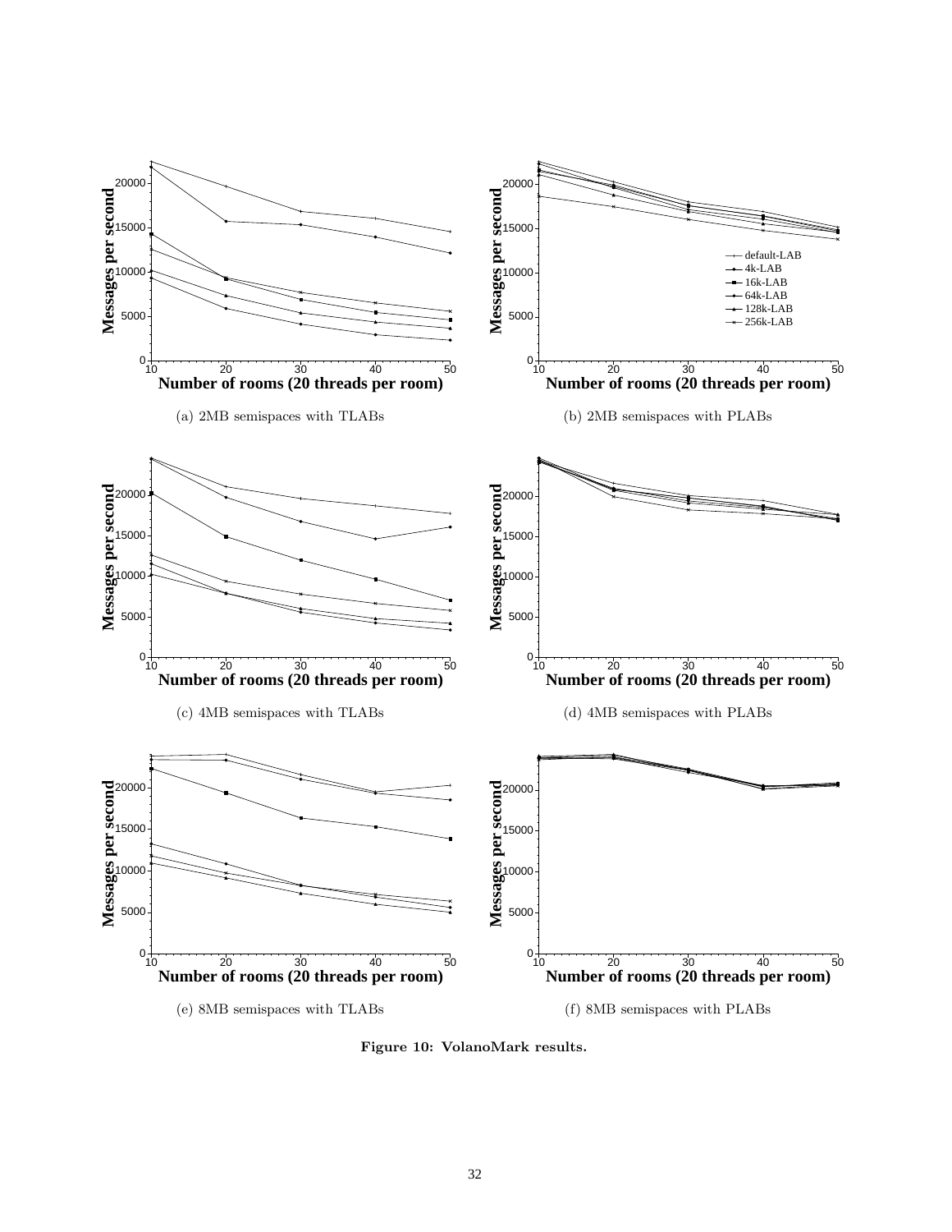(a) 2MB semispaces with TLABs

(b) 2MB semispaces with PLABs

(c) 4MB semispaces with TLABs

(d) 4MB semispaces with PLABs

(e) 8MB semispaces with TLABs

(f) 8MB semispaces with PLABs

**Figure 10: VolanoMark results.**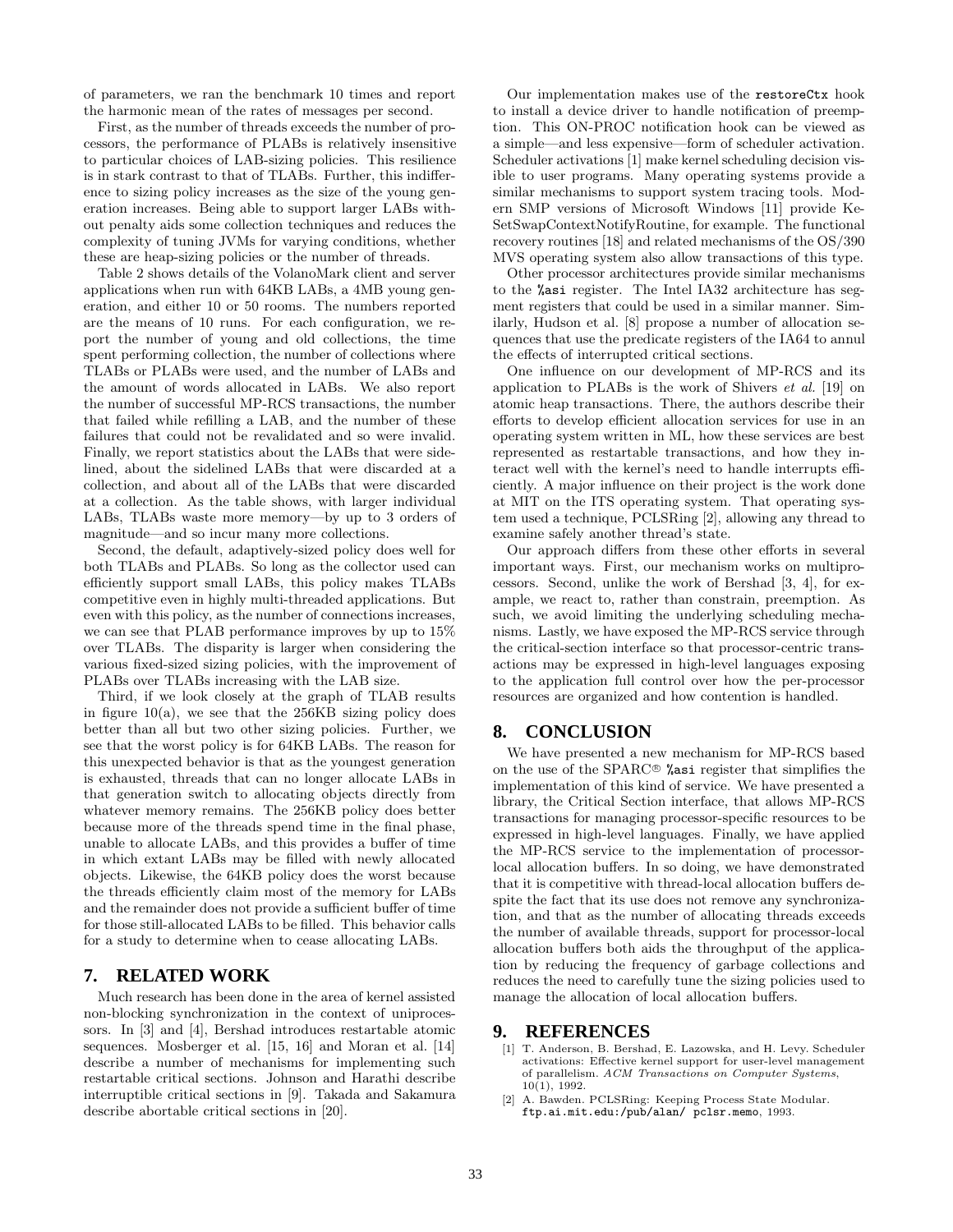of parameters, we ran the benchmark 10 times and report the harmonic mean of the rates of messages per second.

First, as the number of threads exceeds the number of processors, the performance of PLABs is relatively insensitive to particular choices of LAB-sizing policies. This resilience is in stark contrast to that of TLABs. Further, this indifference to sizing policy increases as the size of the young generation increases. Being able to support larger LABs without penalty aids some collection techniques and reduces the complexity of tuning JVMs for varying conditions, whether these are heap-sizing policies or the number of threads.

Table 2 shows details of the VolanoMark client and server applications when run with 64KB LABs, a 4MB young generation, and either 10 or 50 rooms. The numbers reported are the means of 10 runs. For each configuration, we report the number of young and old collections, the time spent performing collection, the number of collections where TLABs or PLABs were used, and the amount of words allocated in LABs. We also report the number of successful MP-RCS transactions, the number that failed while refilling a LAB, and the number of these failures that could not be revalidated and so were invalid. Finally, we report statistics about the LABs that were sidelined, about the sidelined LABs that were discarded at a collection, and about all of the LABs that were discarded at a collection. As the table shows, with larger individual LABs, TLABs waste more memory—by up to 3 orders of magnitude—and so incur many more collections.

Second, the default, adaptively-sized policy does well for both TLABs and PLABs. So long as the collector used can efficiently support small LABs, this policy makes TLABs competitive even in highly multi-threaded applications. But even with this policy, as the number of connections increases, we can see that PLAB performance improves by up to 15% over TLABs. The disparity is larger when considering the various fixed-sized sizing policies, with the improvement of PLABs over TLABs increasing with the LAB size.

Third, if we look closely at the graph of TLAB results in figure 10(a), we see that the 256KB sizing policy does better than all but two other sizing policies. Further, we see that the worst policy is for 64KB LABs. The reason for this unexpected behavior is that as the youngest generation is exhausted, threads that can no longer allocate LABs in that generation switch to allocating objects directly from whatever memory remains. The 256KB policy does better because more of the threads spend time in the final phase, unable to allocate LABs, and this provides a buffer of time in which extant LABs may be filled with newly allocated objects. Likewise, the 64KB policy does the worst because the threads efficiently claim most of the memory for LABs and the remainder does not provide a sufficient buffer of time for those still-allocated LABs to be filled. This behavior calls for a study to determine when to cease allocating LABs.

## 7. RELATED WORK

Much research has been done in the area of kernel assisted non-blocking synchronization in the context of uniprocessors. In [3] and [4], Bershad introduces restartable atomic sequences. Mosberger et al. [15, 16] and Moran et al. [14] describe a number of mechanisms for implementing such restartable critical sections. Johnson and Harathi describe interruptible critical sections in [9]. Takada and Sakamura describe abortable critical sections in [20].

Our implementation makes use of the `restoreCtx` hook to install a device driver to handle notification of preemption. This ON-PROC notification hook can be viewed as a simple—and less expensive—form of scheduler activation. Scheduler activations [1] make kernel scheduling decision visible to user programs. Many operating systems provide a similar mechanisms to support system tracing tools. Modern SMP versions of Microsoft Windows [11] provide KeSetSwapContextNotifyRoutine, for example. The functional recovery routines [18] and related mechanisms of the OS/390 MVS operating system also allow transactions of this type.

Other processor architectures provide similar mechanisms to the `%asi` register. The Intel IA32 architecture has segment registers that could be used in a similar manner. Similarly, Hudson et al. [8] propose a number of allocation sequences that use the predicate registers of the IA64 to annul the effects of interrupted critical sections.

One influence on our development of MP-RCS and its application to PLABs is the work of Shivers *et al.* [19] on atomic heap transactions. There, the authors describe their efforts to develop efficient allocation services for use in an operating system written in ML, how these services are best represented as restartable transactions, and how they interact well with the kernel's need to handle interrupts efficiently. A major influence on their project is the work done at MIT on the ITS operating system. That operating system used a technique, PCLSRing [2], allowing any thread to examine safely another thread's state.

Our approach differs from these other efforts in several important ways. First, our mechanism works on multiprocessors. Second, unlike the work of Bershad [3, 4], for example, we react to, rather than constrain, preemption. As such, we avoid limiting the underlying scheduling mechanisms. Lastly, we have exposed the MP-RCS service through the critical-section interface so that processor-centric transactions may be expressed in high-level languages exposing to the application full control over how the per-processor resources are organized and how contention is handled.

## 8. CONCLUSION

We have presented a new mechanism for MP-RCS based on the use of the SPARC® `%asi` register that simplifies the implementation of this kind of service. We have presented a library, the Critical Section interface, that allows MP-RCS transactions for managing processor-specific resources to be expressed in high-level languages. Finally, we have applied the MP-RCS service to the implementation of processor-local allocation buffers. In so doing, we have demonstrated that it is competitive with thread-local allocation buffers despite the fact that its use does not remove any synchronization, and that as the number of allocating threads exceeds the number of available threads, support for processor-local allocation buffers both aids the throughput of the application by reducing the frequency of garbage collections and reduces the need to carefully tune the sizing policies used to manage the allocation of local allocation buffers.

## 9. REFERENCES

[1] T. Anderson, B. Bershad, E. Lazowska, and H. Levy. Scheduler activations: Effective kernel support for user-level management of parallelism. *ACM Transactions on Computer Systems*, 10(1), 1992.

[2] A. Bawden. PCLSRing: Keeping Process State Modular. `ftp.ai.mit.edu:/pub/alan/ pclsr.memo`, 1993.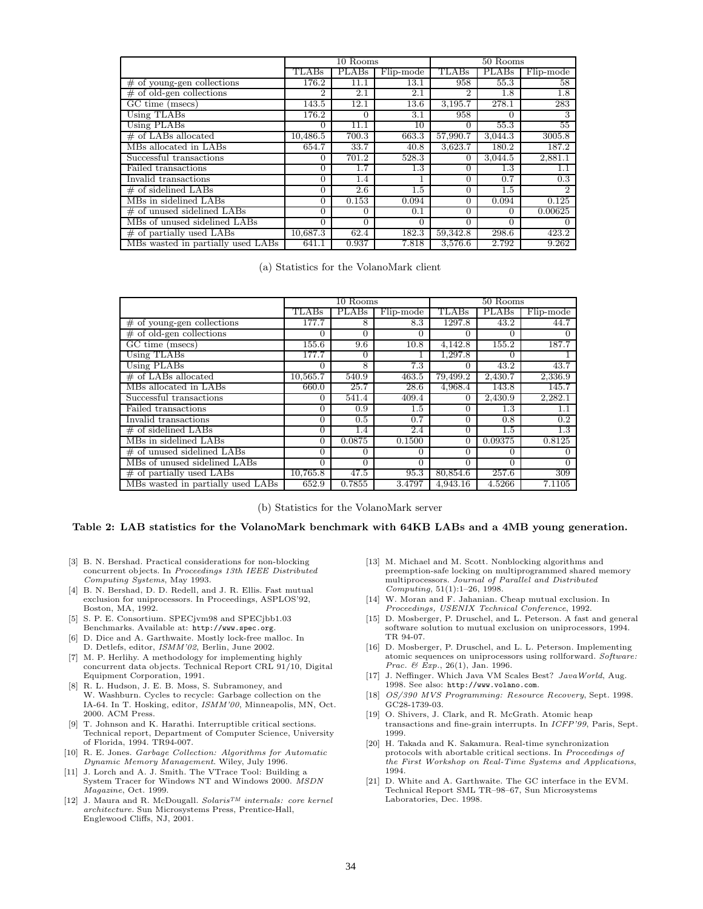| | 10 Rooms | | | 50 Rooms | | |
|---|---|---|---|---|---|---|
| | TLABs | PLABs | Flip-mode | TLABs | PLABs | Flip-mode |
| # of young-gen collections | 176.2 | 11.1 | 13.1 | 958 | 55.3 | 58 |
| # of old-gen collections | 2 | 2.1 | 2.1 | 2 | 1.8 | 1.8 |
| GC time (msecs) | 143.5 | 12.1 | 13.6 | 3,195.7 | 278.1 | 283 |
| Using TLABs | 176.2 | 0 | 3.1 | 958 | 0 | 3 |
| Using PLABs | 0 | 11.1 | 10 | 0 | 55.3 | 55 |
| # of LABs allocated | 10,486.5 | 700.3 | 663.3 | 57,990.7 | 3,044.3 | 3005.8 |
| MBs allocated in LABs | 654.7 | 33.7 | 40.8 | 3,623.7 | 180.2 | 187.2 |
| Successful transactions | 0 | 701.2 | 528.3 | 0 | 3,044.5 | 2,881.1 |
| Failed transactions | 0 | 1.7 | 1.3 | 0 | 1.3 | 1.1 |
| Invalid transactions | 0 | 1.4 | 1 | 0 | 0.7 | 0.3 |
| # of sidelined LABs | 0 | 2.6 | 1.5 | 0 | 1.5 | 2 |
| MBs in sidelined LABs | 0 | 0.153 | 0.094 | 0 | 0.094 | 0.125 |
| # of unused sidelined LABs | 0 | 0 | 0.1 | 0 | 0 | 0.00625 |
| MBs of unused sidelined LABs | 0 | 0 | 0 | 0 | 0 | 0 |
| # of partially used LABs | 10,687.3 | 62.4 | 182.3 | 59,342.8 | 298.6 | 423.2 |
| MBs wasted in partially used LABs | 641.1 | 0.937 | 7.818 | 3,576.6 | 2.792 | 9.262 |

(a) Statistics for the VolanoMark client

| | 10 Rooms | | | 50 Rooms | | |
|---|---|---|---|---|---|---|
| | TLABs | PLABs | Flip-mode | TLABs | PLABs | Flip-mode |
| # of young-gen collections | 177.7 | 8 | 8.3 | 1297.8 | 43.2 | 44.7 |
| # of old-gen collections | 0 | 0 | 0 | 0 | 0 | 0 |
| GC time (msecs) | 155.6 | 9.6 | 10.8 | 4,142.8 | 155.2 | 187.7 |
| Using TLABs | 177.7 | 0 | 1 | 1,297.8 | 0 | 1 |
| Using PLABs | 0 | 8 | 7.3 | 0 | 43.2 | 43.7 |
| # of LABs allocated | 10,565.7 | 540.9 | 463.5 | 79,499.2 | 2,430.7 | 2,336.9 |
| MBs allocated in LABs | 660.0 | 25.7 | 28.6 | 4,968.4 | 143.8 | 145.7 |
| Successful transactions | 0 | 541.4 | 409.4 | 0 | 2,430.9 | 2,282.1 |
| Failed transactions | 0 | 0.9 | 1.5 | 0 | 1.3 | 1.1 |
| Invalid transactions | 0 | 0.5 | 0.7 | 0 | 0.8 | 0.2 |
| # of sidelined LABs | 0 | 1.4 | 2.4 | 0 | 1.5 | 1.3 |
| MBs in sidelined LABs | 0 | 0.0875 | 0.1500 | 0 | 0.09375 | 0.8125 |
| # of unused sidelined LABs | 0 | 0 | 0 | 0 | 0 | 0 |
| MBs of unused sidelined LABs | 0 | 0 | 0 | 0 | 0 | 0 |
| # of partially used LABs | 10,765.8 | 47.5 | 95.3 | 80,854.6 | 257.6 | 309 |
| MBs wasted in partially used LABs | 652.9 | 0.7855 | 3.4797 | 4,943.16 | 4.5266 | 7.1105 |

(b) Statistics for the VolanoMark server

**Table 2: LAB statistics for the VolanoMark benchmark with 64KB LABs and a 4MB young generation.**

[3] B. N. Bershad. Practical considerations for non-blocking concurrent objects. In *Proceedings 13th IEEE Distributed Computing Systems*, May 1993.

[4] B. N. Bershad, D. D. Redell, and J. R. Ellis. Fast mutual exclusion for uniprocessors. In Proceedings, ASPLOS'92, Boston, MA, 1992.

[5] S. P. E. Consortium. SPECjvm98 and SPECjbb1.03 Benchmarks. Available at: http://www.spec.org.

[6] D. Dice and A. Garthwaite. Mostly lock-free malloc. In D. Detlefs, editor, *ISMM'02*, Berlin, June 2002.

[7] M. P. Herlihy. A methodology for implementing highly concurrent data objects. Technical Report CRL 91/10, Digital Equipment Corporation, 1991.

[8] R. L. Hudson, J. E. B. Moss, S. Subramoney, and W. Washburn. Cycles to recycle: Garbage collection on the IA-64. In T. Hosking, editor, *ISMM'00*, Minneapolis, MN, Oct. 2000. ACM Press.

[9] T. Johnson and K. Harathi. Interruptible critical sections. Technical report, Department of Computer Science, University of Florida, 1994. TR94-007.

[10] R. E. Jones. *Garbage Collection: Algorithms for Automatic Dynamic Memory Management*. Wiley, July 1996.

[11] J. Lorch and A. J. Smith. The VTrace Tool: Building a System Tracer for Windows NT and Windows 2000. *MSDN Magazine*, Oct. 1999.

[12] J. Maura and R. McDougall. *Solaris$^{TM}$ internals: core kernel architecture*. Sun Microsystems Press, Prentice-Hall, Englewood Cliffs, NJ, 2001.

[13] M. Michael and M. Scott. Nonblocking algorithms and preemption-safe locking on multiprogrammed shared memory multiprocessors. *Journal of Parallel and Distributed Computing*, 51(1):1–26, 1998.

[14] W. Moran and F. Jahanian. Cheap mutual exclusion. In *Proceedings, USENIX Technical Conference*, 1992.

[15] D. Mosberger, P. Druschel, and L. Peterson. A fast and general software solution to mutual exclusion on uniprocessors, 1994. TR 94-07.

[16] D. Mosberger, P. Druschel, and L. L. Peterson. Implementing atomic sequences on uniprocessors using rollforward. *Software: Prac. & Exp.*, 26(1), Jan. 1996.

[17] J. Neffinger. Which Java VM Scales Best? *JavaWorld*, Aug. 1998. See also: http://www.volano.com.

[18] *OS/390 MVS Programming: Resource Recovery*, Sept. 1998. GC28-1739-03.

[19] O. Shivers, J. Clark, and R. McGrath. Atomic heap transactions and fine-grain interrupts. In *ICFP'99*, Paris, Sept. 1999.

[20] H. Takada and K. Sakamura. Real-time synchronization protocols with abortable critical sections. In *Proceedings of the First Workshop on Real-Time Systems and Applications*, 1994.

[21] D. White and A. Garthwaite. The GC interface in the EVM. Technical Report SML TR–98–67, Sun Microsystems Laboratories, Dec. 1998.